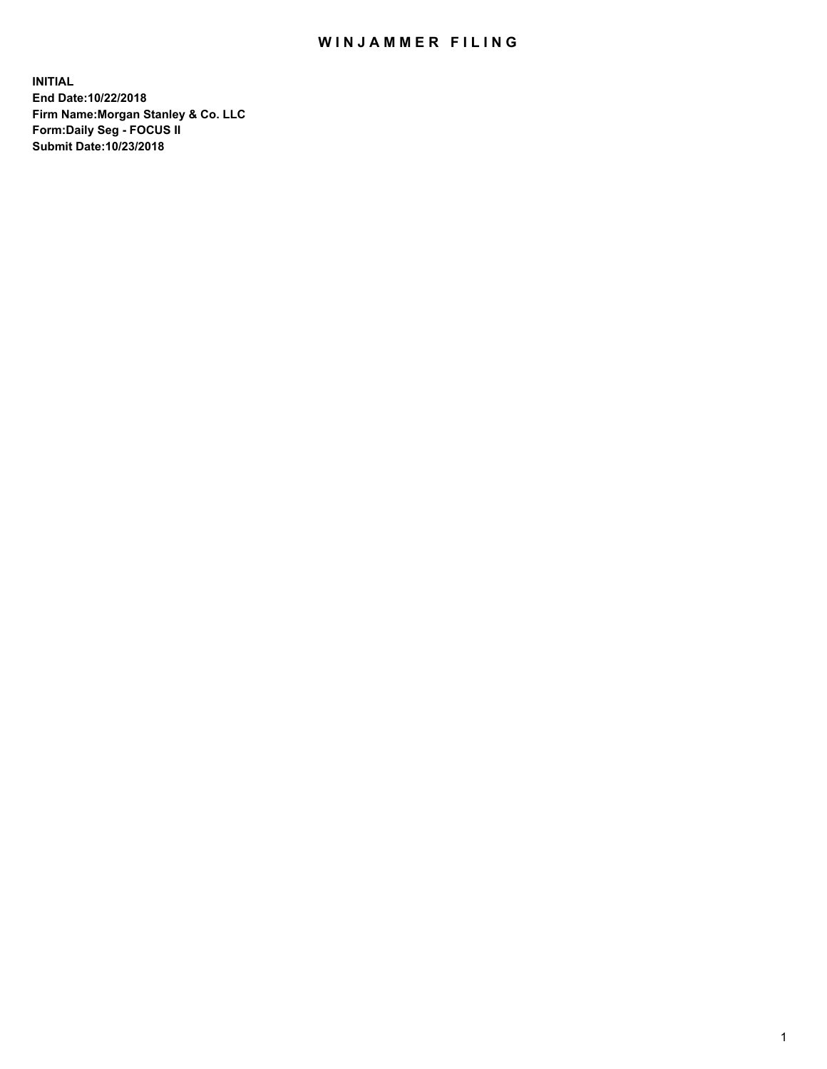# WINJAMMER FILING

**INITIAL**
**End Date:10/22/2018**
**Firm Name:Morgan Stanley & Co. LLC**
**Form:Daily Seg - FOCUS II**
**Submit Date:10/23/2018**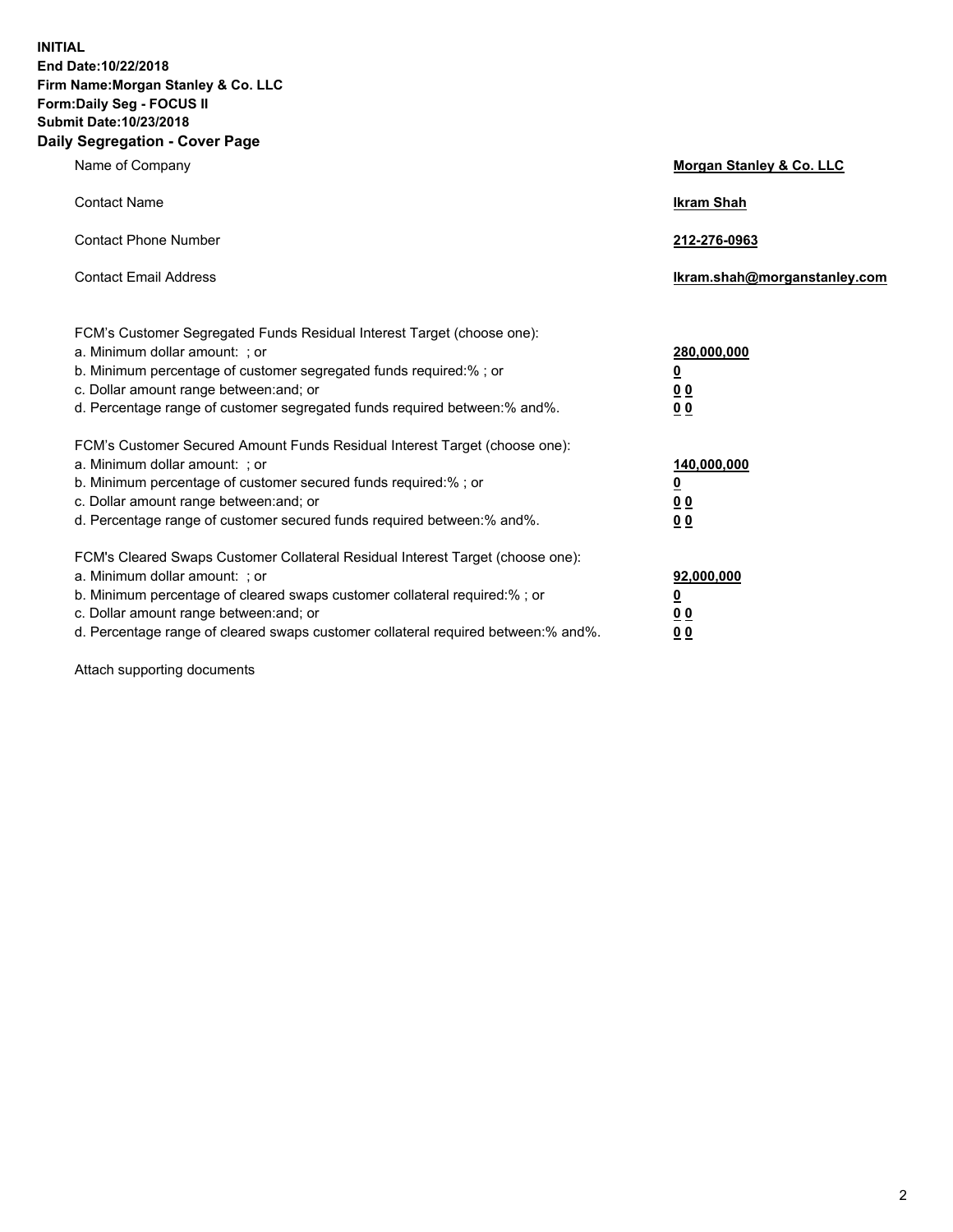**INITIAL**
**End Date:10/22/2018**
**Firm Name:Morgan Stanley & Co. LLC**
**Form:Daily Seg - FOCUS II**
**Submit Date:10/23/2018**

## Daily Segregation - Cover Page

| | |
|---|---|
| Name of Company | **Morgan Stanley & Co. LLC** |
| Contact Name | **Ikram Shah** |
| Contact Phone Number | **212-276-0963** |
| Contact Email Address | **Ikram.shah@morganstanley.com** |

| | |
|---|---|
| FCM's Customer Segregated Funds Residual Interest Target (choose one): | |
| a. Minimum dollar amount: ; or | **280,000,000** |
| b. Minimum percentage of customer segregated funds required:% ; or | **0** |
| c. Dollar amount range between:and; or | **0 0** |
| d. Percentage range of customer segregated funds required between:% and%. | **0 0** |
| FCM's Customer Secured Amount Funds Residual Interest Target (choose one): | |
| a. Minimum dollar amount: ; or | **140,000,000** |
| b. Minimum percentage of customer secured funds required:% ; or | **0** |
| c. Dollar amount range between:and; or | **0 0** |
| d. Percentage range of customer secured funds required between:% and%. | **0 0** |
| FCM's Cleared Swaps Customer Collateral Residual Interest Target (choose one): | |
| a. Minimum dollar amount: ; or | **92,000,000** |
| b. Minimum percentage of cleared swaps customer collateral required:% ; or | **0** |
| c. Dollar amount range between:and; or | **0 0** |
| d. Percentage range of cleared swaps customer collateral required between:% and%. | **0 0** |

Attach supporting documents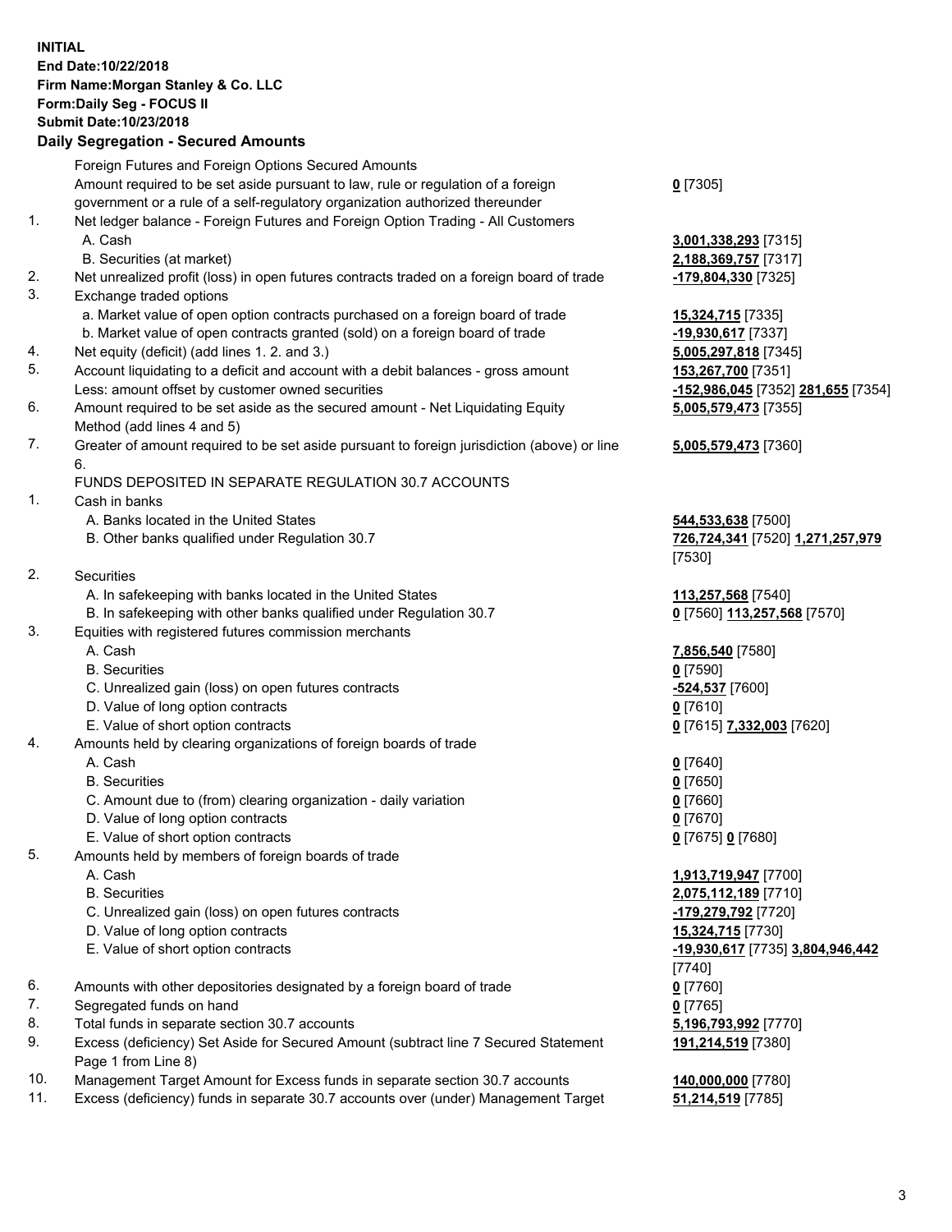**INITIAL**
**End Date:10/22/2018**
**Firm Name:Morgan Stanley & Co. LLC**
**Form:Daily Seg - FOCUS II**
**Submit Date:10/23/2018**

## Daily Segregation - Secured Amounts

| | | |
|---|---|---|
| | Foreign Futures and Foreign Options Secured Amounts | |
| | Amount required to be set aside pursuant to law, rule or regulation of a foreign government or a rule of a self-regulatory organization authorized thereunder | 0 [7305] |
| 1. | Net ledger balance - Foreign Futures and Foreign Option Trading - All Customers | |
| | A. Cash | 3,001,338,293 [7315] |
| | B. Securities (at market) | 2,188,369,757 [7317] |
| 2. | Net unrealized profit (loss) in open futures contracts traded on a foreign board of trade | -179,804,330 [7325] |
| 3. | Exchange traded options | |
| | a. Market value of open option contracts purchased on a foreign board of trade | 15,324,715 [7335] |
| | b. Market value of open contracts granted (sold) on a foreign board of trade | -19,930,617 [7337] |
| 4. | Net equity (deficit) (add lines 1. 2. and 3.) | 5,005,297,818 [7345] |
| 5. | Account liquidating to a deficit and account with a debit balances - gross amount | 153,267,700 [7351] |
| | Less: amount offset by customer owned securities | -152,986,045 [7352] 281,655 [7354] |
| 6. | Amount required to be set aside as the secured amount - Net Liquidating Equity Method (add lines 4 and 5) | 5,005,579,473 [7355] |
| 7. | Greater of amount required to be set aside pursuant to foreign jurisdiction (above) or line 6. | 5,005,579,473 [7360] |
| | FUNDS DEPOSITED IN SEPARATE REGULATION 30.7 ACCOUNTS | |
| 1. | Cash in banks | |
| | A. Banks located in the United States | 544,533,638 [7500] |
| | B. Other banks qualified under Regulation 30.7 | 726,724,341 [7520] 1,271,257,979 [7530] |
| 2. | Securities | |
| | A. In safekeeping with banks located in the United States | 113,257,568 [7540] |
| | B. In safekeeping with other banks qualified under Regulation 30.7 | 0 [7560] 113,257,568 [7570] |
| 3. | Equities with registered futures commission merchants | |
| | A. Cash | 7,856,540 [7580] |
| | B. Securities | 0 [7590] |
| | C. Unrealized gain (loss) on open futures contracts | -524,537 [7600] |
| | D. Value of long option contracts | 0 [7610] |
| | E. Value of short option contracts | 0 [7615] 7,332,003 [7620] |
| 4. | Amounts held by clearing organizations of foreign boards of trade | |
| | A. Cash | 0 [7640] |
| | B. Securities | 0 [7650] |
| | C. Amount due to (from) clearing organization - daily variation | 0 [7660] |
| | D. Value of long option contracts | 0 [7670] |
| | E. Value of short option contracts | 0 [7675] 0 [7680] |
| 5. | Amounts held by members of foreign boards of trade | |
| | A. Cash | 1,913,719,947 [7700] |
| | B. Securities | 2,075,112,189 [7710] |
| | C. Unrealized gain (loss) on open futures contracts | -179,279,792 [7720] |
| | D. Value of long option contracts | 15,324,715 [7730] |
| | E. Value of short option contracts | -19,930,617 [7735] 3,804,946,442 [7740] |
| 6. | Amounts with other depositories designated by a foreign board of trade | 0 [7760] |
| 7. | Segregated funds on hand | 0 [7765] |
| 8. | Total funds in separate section 30.7 accounts | 5,196,793,992 [7770] |
| 9. | Excess (deficiency) Set Aside for Secured Amount (subtract line 7 Secured Statement Page 1 from Line 8) | 191,214,519 [7380] |
| 10. | Management Target Amount for Excess funds in separate section 30.7 accounts | 140,000,000 [7780] |
| 11. | Excess (deficiency) funds in separate 30.7 accounts over (under) Management Target | 51,214,519 [7785] |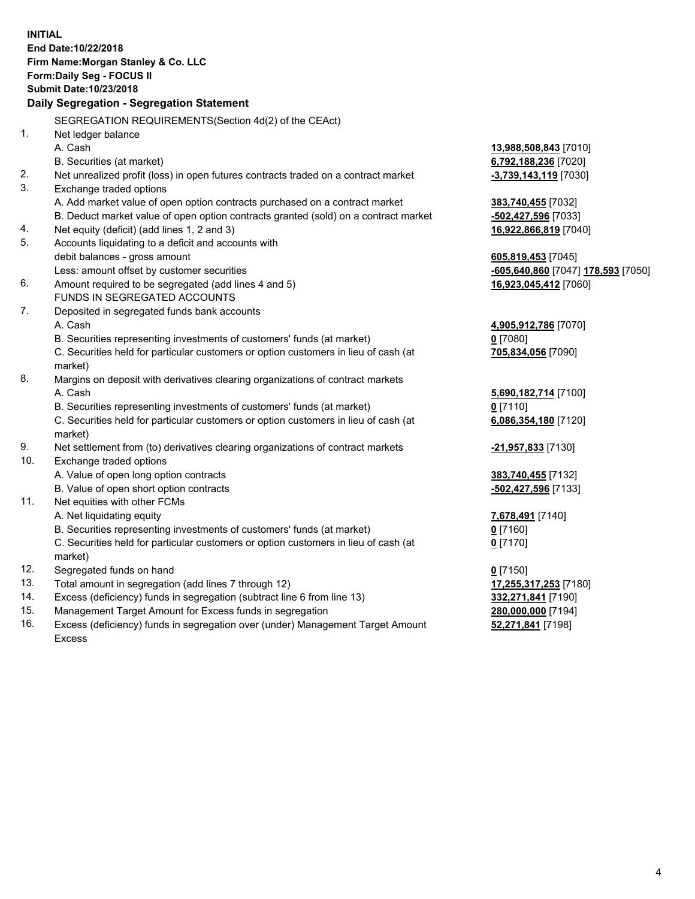**INITIAL**
**End Date:10/22/2018**
**Firm Name:Morgan Stanley & Co. LLC**
**Form:Daily Seg - FOCUS II**
**Submit Date:10/23/2018**

## Daily Segregation - Segregation Statement

SEGREGATION REQUIREMENTS(Section 4d(2) of the CEAct)

| | | |
|---|---|---|
| 1. | Net ledger balance | |
| | A. Cash | **13,988,508,843** [7010] |
| | B. Securities (at market) | **6,792,188,236** [7020] |
| 2. | Net unrealized profit (loss) in open futures contracts traded on a contract market | **-3,739,143,119** [7030] |
| 3. | Exchange traded options | |
| | A. Add market value of open option contracts purchased on a contract market | **383,740,455** [7032] |
| | B. Deduct market value of open option contracts granted (sold) on a contract market | **-502,427,596** [7033] |
| 4. | Net equity (deficit) (add lines 1, 2 and 3) | **16,922,866,819** [7040] |
| 5. | Accounts liquidating to a deficit and accounts with debit balances - gross amount | **605,819,453** [7045] |
| | Less: amount offset by customer securities | **-605,640,860** [7047] **178,593** [7050] |
| 6. | Amount required to be segregated (add lines 4 and 5) | **16,923,045,412** [7060] |
| | FUNDS IN SEGREGATED ACCOUNTS | |
| 7. | Deposited in segregated funds bank accounts | |
| | A. Cash | **4,905,912,786** [7070] |
| | B. Securities representing investments of customers' funds (at market) | **0** [7080] |
| | C. Securities held for particular customers or option customers in lieu of cash (at market) | **705,834,056** [7090] |
| 8. | Margins on deposit with derivatives clearing organizations of contract markets | |
| | A. Cash | **5,690,182,714** [7100] |
| | B. Securities representing investments of customers' funds (at market) | **0** [7110] |
| | C. Securities held for particular customers or option customers in lieu of cash (at market) | **6,086,354,180** [7120] |
| 9. | Net settlement from (to) derivatives clearing organizations of contract markets | **-21,957,833** [7130] |
| 10. | Exchange traded options | |
| | A. Value of open long option contracts | **383,740,455** [7132] |
| | B. Value of open short option contracts | **-502,427,596** [7133] |
| 11. | Net equities with other FCMs | |
| | A. Net liquidating equity | **7,678,491** [7140] |
| | B. Securities representing investments of customers' funds (at market) | **0** [7160] |
| | C. Securities held for particular customers or option customers in lieu of cash (at market) | **0** [7170] |
| 12. | Segregated funds on hand | **0** [7150] |
| 13. | Total amount in segregation (add lines 7 through 12) | **17,255,317,253** [7180] |
| 14. | Excess (deficiency) funds in segregation (subtract line 6 from line 13) | **332,271,841** [7190] |
| 15. | Management Target Amount for Excess funds in segregation | **280,000,000** [7194] |
| 16. | Excess (deficiency) funds in segregation over (under) Management Target Amount Excess | **52,271,841** [7198] |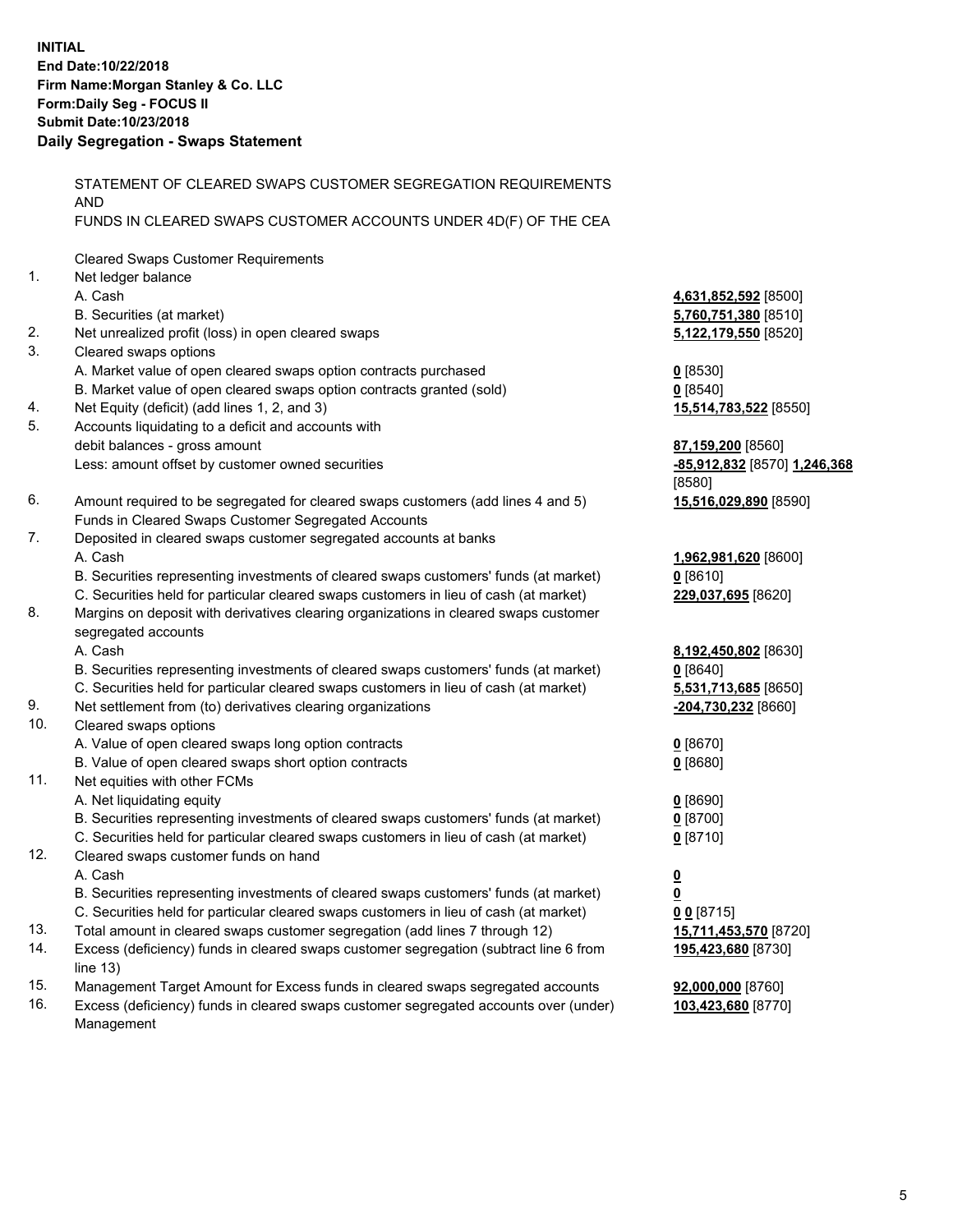**INITIAL**
**End Date:10/22/2018**
**Firm Name:Morgan Stanley & Co. LLC**
**Form:Daily Seg - FOCUS II**
**Submit Date:10/23/2018**
**Daily Segregation - Swaps Statement**

STATEMENT OF CLEARED SWAPS CUSTOMER SEGREGATION REQUIREMENTS AND FUNDS IN CLEARED SWAPS CUSTOMER ACCOUNTS UNDER 4D(F) OF THE CEA

| | | |
|---|---|---|
| | Cleared Swaps Customer Requirements | |
| 1. | Net ledger balance | |
| | A. Cash | **4,631,852,592** [8500] |
| | B. Securities (at market) | **5,760,751,380** [8510] |
| 2. | Net unrealized profit (loss) in open cleared swaps | **5,122,179,550** [8520] |
| 3. | Cleared swaps options | |
| | A. Market value of open cleared swaps option contracts purchased | **0** [8530] |
| | B. Market value of open cleared swaps option contracts granted (sold) | **0** [8540] |
| 4. | Net Equity (deficit) (add lines 1, 2, and 3) | **15,514,783,522** [8550] |
| 5. | Accounts liquidating to a deficit and accounts with debit balances - gross amount | **87,159,200** [8560] |
| | Less: amount offset by customer owned securities | **-85,912,832** [8570] **1,246,368** [8580] |
| 6. | Amount required to be segregated for cleared swaps customers (add lines 4 and 5) | **15,516,029,890** [8590] |
| | Funds in Cleared Swaps Customer Segregated Accounts | |
| 7. | Deposited in cleared swaps customer segregated accounts at banks | |
| | A. Cash | **1,962,981,620** [8600] |
| | B. Securities representing investments of cleared swaps customers' funds (at market) | **0** [8610] |
| | C. Securities held for particular cleared swaps customers in lieu of cash (at market) | **229,037,695** [8620] |
| 8. | Margins on deposit with derivatives clearing organizations in cleared swaps customer segregated accounts | |
| | A. Cash | **8,192,450,802** [8630] |
| | B. Securities representing investments of cleared swaps customers' funds (at market) | **0** [8640] |
| | C. Securities held for particular cleared swaps customers in lieu of cash (at market) | **5,531,713,685** [8650] |
| 9. | Net settlement from (to) derivatives clearing organizations | **-204,730,232** [8660] |
| 10. | Cleared swaps options | |
| | A. Value of open cleared swaps long option contracts | **0** [8670] |
| | B. Value of open cleared swaps short option contracts | **0** [8680] |
| 11. | Net equities with other FCMs | |
| | A. Net liquidating equity | **0** [8690] |
| | B. Securities representing investments of cleared swaps customers' funds (at market) | **0** [8700] |
| | C. Securities held for particular cleared swaps customers in lieu of cash (at market) | **0** [8710] |
| 12. | Cleared swaps customer funds on hand | |
| | A. Cash | **0** |
| | B. Securities representing investments of cleared swaps customers' funds (at market) | **0** |
| | C. Securities held for particular cleared swaps customers in lieu of cash (at market) | **0** **0** [8715] |
| 13. | Total amount in cleared swaps customer segregation (add lines 7 through 12) | **15,711,453,570** [8720] |
| 14. | Excess (deficiency) funds in cleared swaps customer segregation (subtract line 6 from line 13) | **195,423,680** [8730] |
| 15. | Management Target Amount for Excess funds in cleared swaps segregated accounts | **92,000,000** [8760] |
| 16. | Excess (deficiency) funds in cleared swaps customer segregated accounts over (under) Management | **103,423,680** [8770] |